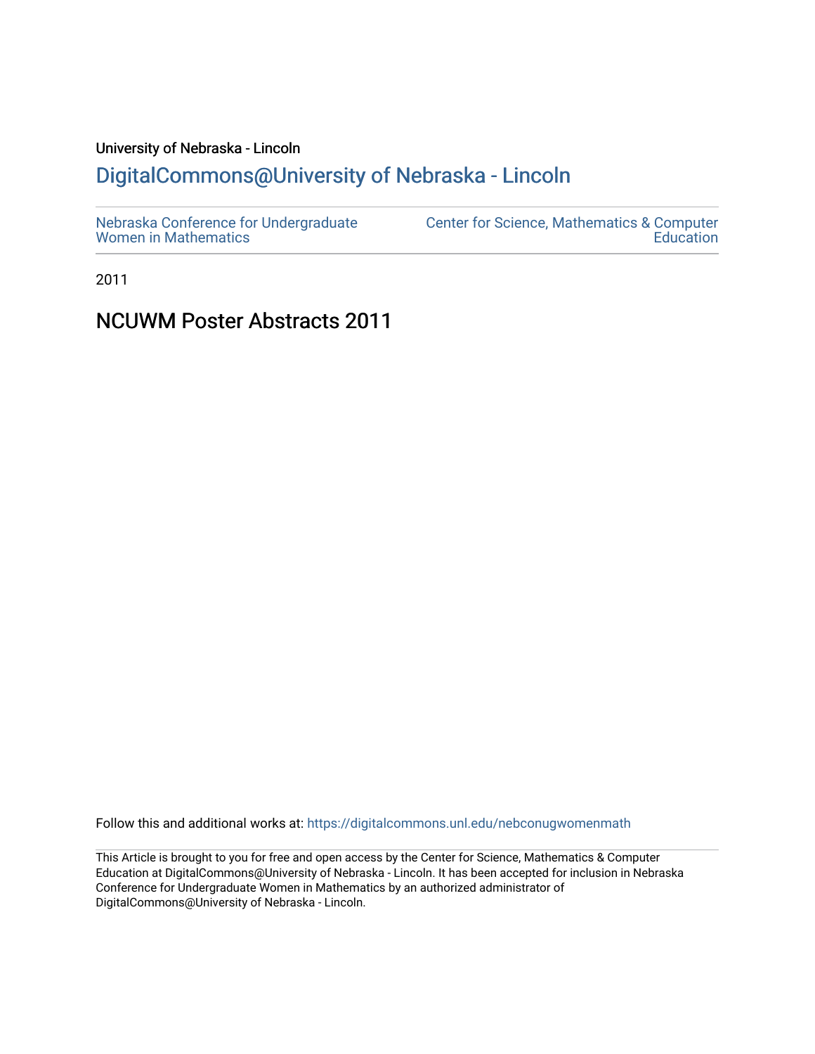University of Nebraska - Lincoln

## DigitalCommons@University of Nebraska - Lincoln

Nebraska Conference for Undergraduate Women in Mathematics

Center for Science, Mathematics & Computer Education

2011

# NCUWM Poster Abstracts 2011

Follow this and additional works at: https://digitalcommons.unl.edu/nebconugwomenmath

This Article is brought to you for free and open access by the Center for Science, Mathematics & Computer Education at DigitalCommons@University of Nebraska - Lincoln. It has been accepted for inclusion in Nebraska Conference for Undergraduate Women in Mathematics by an authorized administrator of DigitalCommons@University of Nebraska - Lincoln.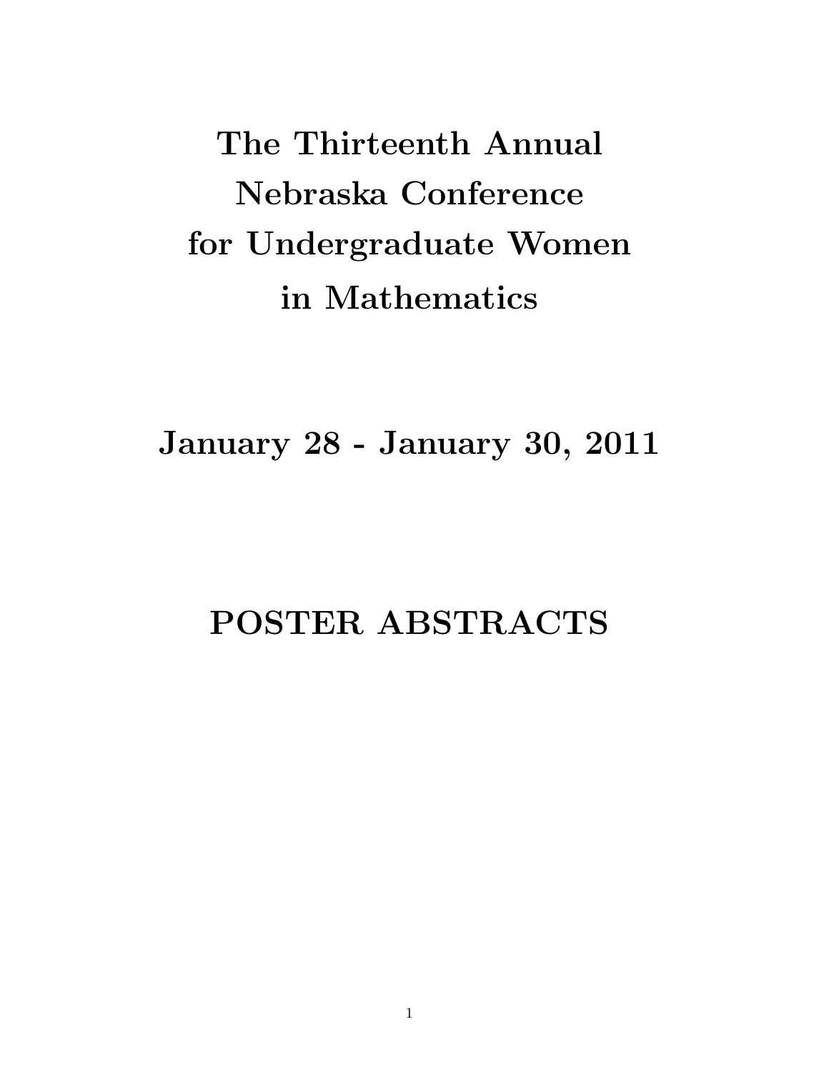# The Thirteenth Annual Nebraska Conference for Undergraduate Women in Mathematics

## January 28 - January 30, 2011

# POSTER ABSTRACTS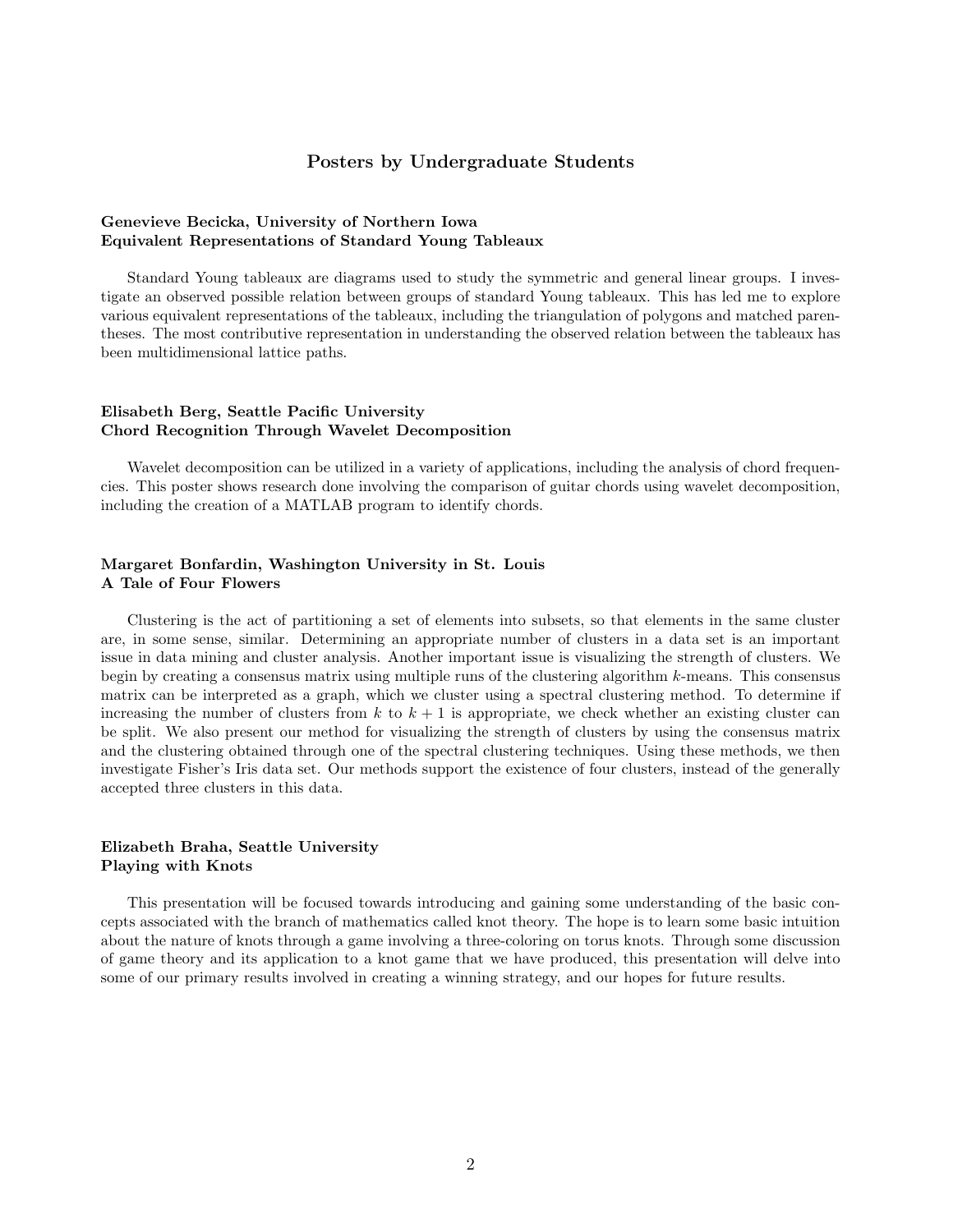## Posters by Undergraduate Students

**Genevieve Becicka, University of Northern Iowa**
**Equivalent Representations of Standard Young Tableaux**

Standard Young tableaux are diagrams used to study the symmetric and general linear groups. I investigate an observed possible relation between groups of standard Young tableaux. This has led me to explore various equivalent representations of the tableaux, including the triangulation of polygons and matched parentheses. The most contributive representation in understanding the observed relation between the tableaux has been multidimensional lattice paths.

**Elisabeth Berg, Seattle Pacific University**
**Chord Recognition Through Wavelet Decomposition**

Wavelet decomposition can be utilized in a variety of applications, including the analysis of chord frequencies. This poster shows research done involving the comparison of guitar chords using wavelet decomposition, including the creation of a MATLAB program to identify chords.

**Margaret Bonfardin, Washington University in St. Louis**
**A Tale of Four Flowers**

Clustering is the act of partitioning a set of elements into subsets, so that elements in the same cluster are, in some sense, similar. Determining an appropriate number of clusters in a data set is an important issue in data mining and cluster analysis. Another important issue is visualizing the strength of clusters. We begin by creating a consensus matrix using multiple runs of the clustering algorithm $k$-means. This consensus matrix can be interpreted as a graph, which we cluster using a spectral clustering method. To determine if increasing the number of clusters from $k$ to $k + 1$ is appropriate, we check whether an existing cluster can be split. We also present our method for visualizing the strength of clusters by using the consensus matrix and the clustering obtained through one of the spectral clustering techniques. Using these methods, we then investigate Fisher's Iris data set. Our methods support the existence of four clusters, instead of the generally accepted three clusters in this data.

**Elizabeth Braha, Seattle University**
**Playing with Knots**

This presentation will be focused towards introducing and gaining some understanding of the basic concepts associated with the branch of mathematics called knot theory. The hope is to learn some basic intuition about the nature of knots through a game involving a three-coloring on torus knots. Through some discussion of game theory and its application to a knot game that we have produced, this presentation will delve into some of our primary results involved in creating a winning strategy, and our hopes for future results.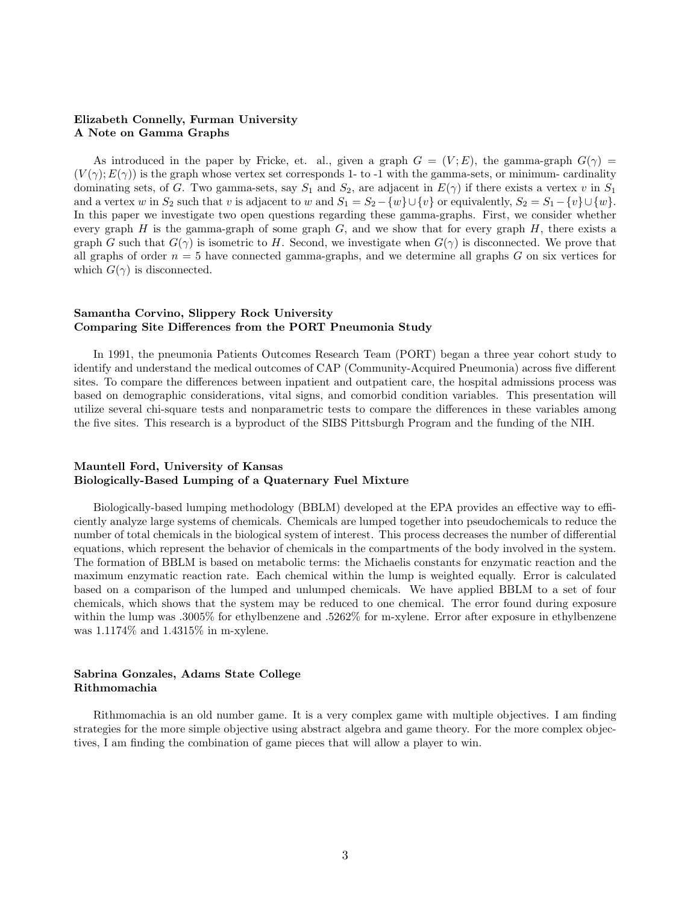**Elizabeth Connelly, Furman University**
**A Note on Gamma Graphs**

As introduced in the paper by Fricke, et. al., given a graph $G = (V; E)$, the gamma-graph $G(\gamma) = (V(\gamma); E(\gamma))$ is the graph whose vertex set corresponds 1- to -1 with the gamma-sets, or minimum- cardinality dominating sets, of $G$. Two gamma-sets, say $S_1$ and $S_2$, are adjacent in $E(\gamma)$ if there exists a vertex $v$ in $S_1$ and a vertex $w$ in $S_2$ such that $v$ is adjacent to $w$ and $S_1 = S_2 - \{w\} \cup \{v\}$ or equivalently, $S_2 = S_1 - \{v\} \cup \{w\}$. In this paper we investigate two open questions regarding these gamma-graphs. First, we consider whether every graph $H$ is the gamma-graph of some graph $G$, and we show that for every graph $H$, there exists a graph $G$ such that $G(\gamma)$ is isometric to $H$. Second, we investigate when $G(\gamma)$ is disconnected. We prove that all graphs of order $n = 5$ have connected gamma-graphs, and we determine all graphs $G$ on six vertices for which $G(\gamma)$ is disconnected.

**Samantha Corvino, Slippery Rock University**
**Comparing Site Differences from the PORT Pneumonia Study**

In 1991, the pneumonia Patients Outcomes Research Team (PORT) began a three year cohort study to identify and understand the medical outcomes of CAP (Community-Acquired Pneumonia) across five different sites. To compare the differences between inpatient and outpatient care, the hospital admissions process was based on demographic considerations, vital signs, and comorbid condition variables. This presentation will utilize several chi-square tests and nonparametric tests to compare the differences in these variables among the five sites. This research is a byproduct of the SIBS Pittsburgh Program and the funding of the NIH.

**Mauntell Ford, University of Kansas**
**Biologically-Based Lumping of a Quaternary Fuel Mixture**

Biologically-based lumping methodology (BBLM) developed at the EPA provides an effective way to efficiently analyze large systems of chemicals. Chemicals are lumped together into pseudochemicals to reduce the number of total chemicals in the biological system of interest. This process decreases the number of differential equations, which represent the behavior of chemicals in the compartments of the body involved in the system. The formation of BBLM is based on metabolic terms: the Michaelis constants for enzymatic reaction and the maximum enzymatic reaction rate. Each chemical within the lump is weighted equally. Error is calculated based on a comparison of the lumped and unlumped chemicals. We have applied BBLM to a set of four chemicals, which shows that the system may be reduced to one chemical. The error found during exposure within the lump was .3005% for ethylbenzene and .5262% for m-xylene. Error after exposure in ethylbenzene was 1.1174% and 1.4315% in m-xylene.

**Sabrina Gonzales, Adams State College**
**Rithmomachia**

Rithmomachia is an old number game. It is a very complex game with multiple objectives. I am finding strategies for the more simple objective using abstract algebra and game theory. For the more complex objectives, I am finding the combination of game pieces that will allow a player to win.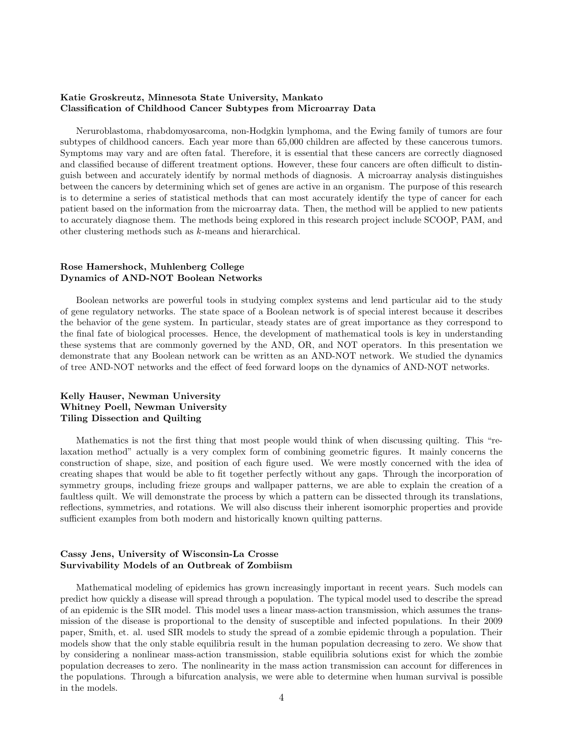**Katie Groskreutz, Minnesota State University, Mankato**
**Classification of Childhood Cancer Subtypes from Microarray Data**

Neruroblastoma, rhabdomyosarcoma, non-Hodgkin lymphoma, and the Ewing family of tumors are four subtypes of childhood cancers. Each year more than 65,000 children are affected by these cancerous tumors. Symptoms may vary and are often fatal. Therefore, it is essential that these cancers are correctly diagnosed and classified because of different treatment options. However, these four cancers are often difficult to distinguish between and accurately identify by normal methods of diagnosis. A microarray analysis distinguishes between the cancers by determining which set of genes are active in an organism. The purpose of this research is to determine a series of statistical methods that can most accurately identify the type of cancer for each patient based on the information from the microarray data. Then, the method will be applied to new patients to accurately diagnose them. The methods being explored in this research project include SCOOP, PAM, and other clustering methods such as $k$-means and hierarchical.

**Rose Hamershock, Muhlenberg College**
**Dynamics of AND-NOT Boolean Networks**

Boolean networks are powerful tools in studying complex systems and lend particular aid to the study of gene regulatory networks. The state space of a Boolean network is of special interest because it describes the behavior of the gene system. In particular, steady states are of great importance as they correspond to the final fate of biological processes. Hence, the development of mathematical tools is key in understanding these systems that are commonly governed by the AND, OR, and NOT operators. In this presentation we demonstrate that any Boolean network can be written as an AND-NOT network. We studied the dynamics of tree AND-NOT networks and the effect of feed forward loops on the dynamics of AND-NOT networks.

**Kelly Hauser, Newman University**
**Whitney Poell, Newman University**
**Tiling Dissection and Quilting**

Mathematics is not the first thing that most people would think of when discussing quilting. This "relaxation method" actually is a very complex form of combining geometric figures. It mainly concerns the construction of shape, size, and position of each figure used. We were mostly concerned with the idea of creating shapes that would be able to fit together perfectly without any gaps. Through the incorporation of symmetry groups, including frieze groups and wallpaper patterns, we are able to explain the creation of a faultless quilt. We will demonstrate the process by which a pattern can be dissected through its translations, reflections, symmetries, and rotations. We will also discuss their inherent isomorphic properties and provide sufficient examples from both modern and historically known quilting patterns.

**Cassy Jens, University of Wisconsin-La Crosse**
**Survivability Models of an Outbreak of Zombiism**

Mathematical modeling of epidemics has grown increasingly important in recent years. Such models can predict how quickly a disease will spread through a population. The typical model used to describe the spread of an epidemic is the SIR model. This model uses a linear mass-action transmission, which assumes the transmission of the disease is proportional to the density of susceptible and infected populations. In their 2009 paper, Smith, et. al. used SIR models to study the spread of a zombie epidemic through a population. Their models show that the only stable equilibria result in the human population decreasing to zero. We show that by considering a nonlinear mass-action transmission, stable equilibria solutions exist for which the zombie population decreases to zero. The nonlinearity in the mass action transmission can account for differences in the populations. Through a bifurcation analysis, we were able to determine when human survival is possible in the models.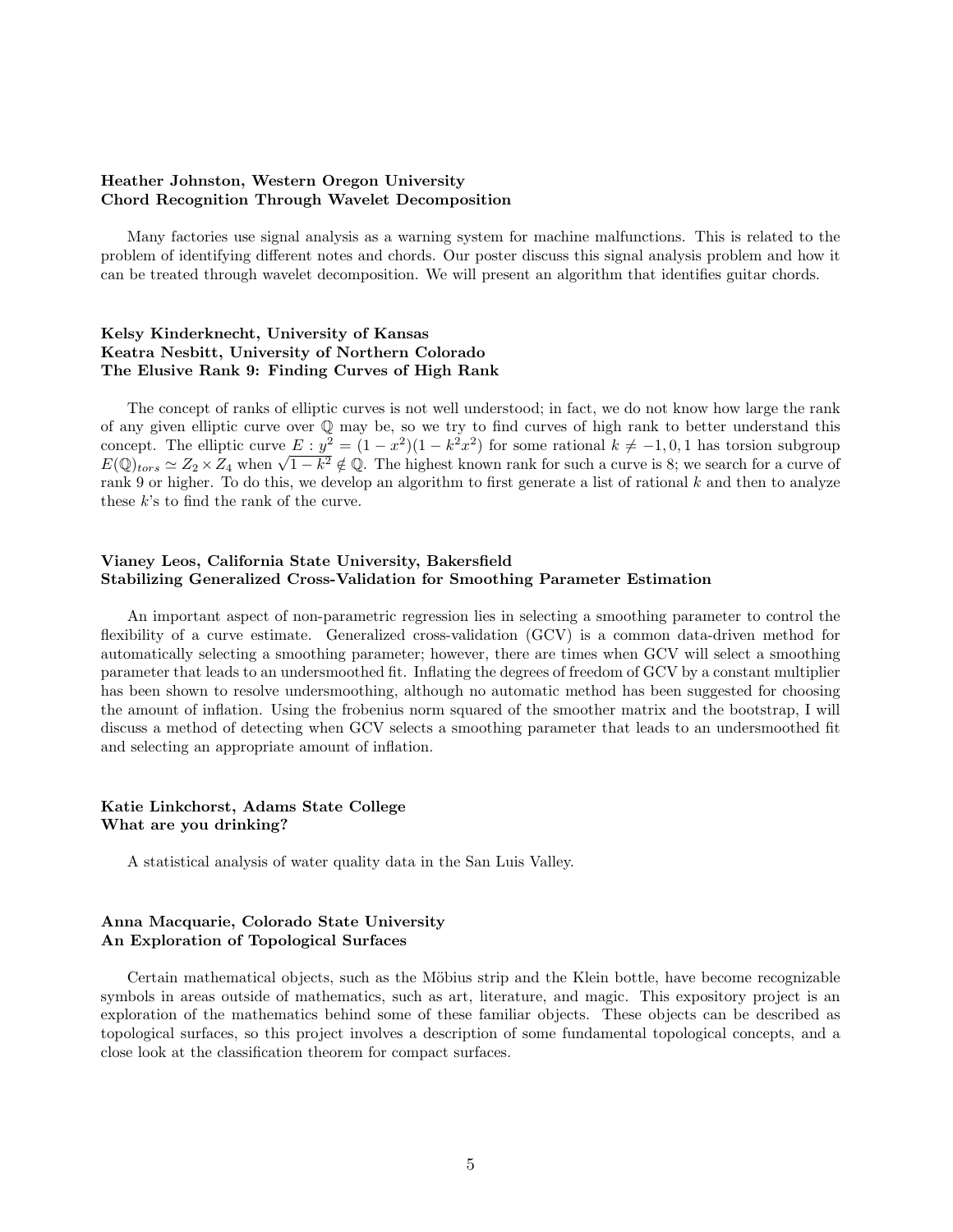**Heather Johnston, Western Oregon University**
**Chord Recognition Through Wavelet Decomposition**

Many factories use signal analysis as a warning system for machine malfunctions. This is related to the problem of identifying different notes and chords. Our poster discuss this signal analysis problem and how it can be treated through wavelet decomposition. We will present an algorithm that identifies guitar chords.

**Kelsy Kinderknecht, University of Kansas**
**Keatra Nesbitt, University of Northern Colorado**
**The Elusive Rank 9: Finding Curves of High Rank**

The concept of ranks of elliptic curves is not well understood; in fact, we do not know how large the rank of any given elliptic curve over $\mathbb{Q}$ may be, so we try to find curves of high rank to better understand this concept. The elliptic curve $E : y^2 = (1 - x^2)(1 - k^2x^2)$ for some rational $k \neq -1, 0, 1$ has torsion subgroup $E(\mathbb{Q})_{tors} \simeq Z_2 \times Z_4$ when $\sqrt{1 - k^2} \notin \mathbb{Q}$. The highest known rank for such a curve is 8; we search for a curve of rank 9 or higher. To do this, we develop an algorithm to first generate a list of rational $k$ and then to analyze these $k$'s to find the rank of the curve.

**Vianey Leos, California State University, Bakersfield**
**Stabilizing Generalized Cross-Validation for Smoothing Parameter Estimation**

An important aspect of non-parametric regression lies in selecting a smoothing parameter to control the flexibility of a curve estimate. Generalized cross-validation (GCV) is a common data-driven method for automatically selecting a smoothing parameter; however, there are times when GCV will select a smoothing parameter that leads to an undersmoothed fit. Inflating the degrees of freedom of GCV by a constant multiplier has been shown to resolve undersmoothing, although no automatic method has been suggested for choosing the amount of inflation. Using the frobenius norm squared of the smoother matrix and the bootstrap, I will discuss a method of detecting when GCV selects a smoothing parameter that leads to an undersmoothed fit and selecting an appropriate amount of inflation.

**Katie Linkchorst, Adams State College**
**What are you drinking?**

A statistical analysis of water quality data in the San Luis Valley.

**Anna Macquarie, Colorado State University**
**An Exploration of Topological Surfaces**

Certain mathematical objects, such as the Möbius strip and the Klein bottle, have become recognizable symbols in areas outside of mathematics, such as art, literature, and magic. This expository project is an exploration of the mathematics behind some of these familiar objects. These objects can be described as topological surfaces, so this project involves a description of some fundamental topological concepts, and a close look at the classification theorem for compact surfaces.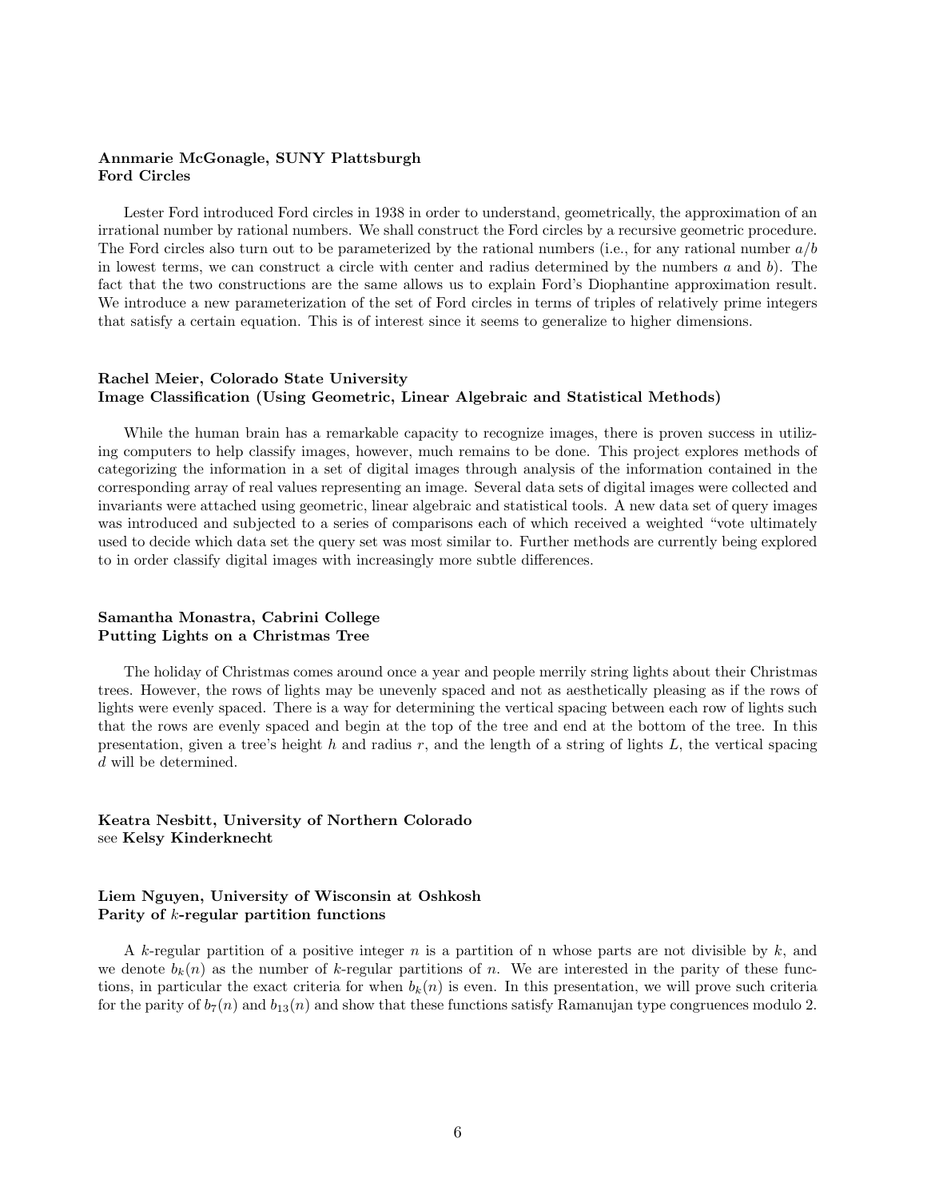**Annmarie McGonagle, SUNY Plattsburgh**
**Ford Circles**

Lester Ford introduced Ford circles in 1938 in order to understand, geometrically, the approximation of an irrational number by rational numbers. We shall construct the Ford circles by a recursive geometric procedure. The Ford circles also turn out to be parameterized by the rational numbers (i.e., for any rational number $a/b$ in lowest terms, we can construct a circle with center and radius determined by the numbers $a$ and $b$). The fact that the two constructions are the same allows us to explain Ford's Diophantine approximation result. We introduce a new parameterization of the set of Ford circles in terms of triples of relatively prime integers that satisfy a certain equation. This is of interest since it seems to generalize to higher dimensions.

**Rachel Meier, Colorado State University**
**Image Classification (Using Geometric, Linear Algebraic and Statistical Methods)**

While the human brain has a remarkable capacity to recognize images, there is proven success in utilizing computers to help classify images, however, much remains to be done. This project explores methods of categorizing the information in a set of digital images through analysis of the information contained in the corresponding array of real values representing an image. Several data sets of digital images were collected and invariants were attached using geometric, linear algebraic and statistical tools. A new data set of query images was introduced and subjected to a series of comparisons each of which received a weighted "vote ultimately used to decide which data set the query set was most similar to. Further methods are currently being explored to in order classify digital images with increasingly more subtle differences.

**Samantha Monastra, Cabrini College**
**Putting Lights on a Christmas Tree**

The holiday of Christmas comes around once a year and people merrily string lights about their Christmas trees. However, the rows of lights may be unevenly spaced and not as aesthetically pleasing as if the rows of lights were evenly spaced. There is a way for determining the vertical spacing between each row of lights such that the rows are evenly spaced and begin at the top of the tree and end at the bottom of the tree. In this presentation, given a tree's height $h$ and radius $r$, and the length of a string of lights $L$, the vertical spacing $d$ will be determined.

**Keatra Nesbitt, University of Northern Colorado**
see **Kelsy Kinderknecht**

**Liem Nguyen, University of Wisconsin at Oshkosh**
**Parity of $k$-regular partition functions**

A $k$-regular partition of a positive integer $n$ is a partition of n whose parts are not divisible by $k$, and we denote $b_k(n)$ as the number of $k$-regular partitions of $n$. We are interested in the parity of these functions, in particular the exact criteria for when $b_k(n)$ is even. In this presentation, we will prove such criteria for the parity of $b_7(n)$ and $b_{13}(n)$ and show that these functions satisfy Ramanujan type congruences modulo 2.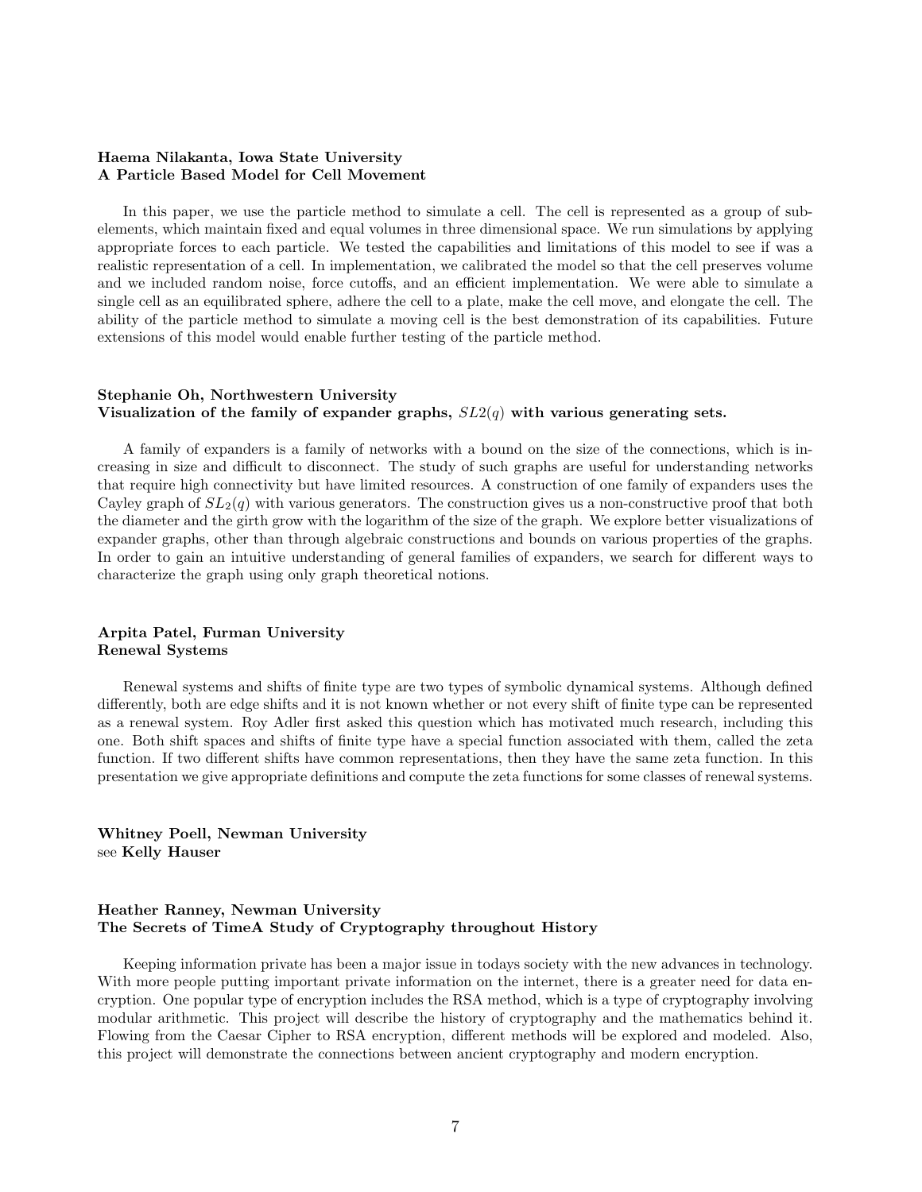**Haema Nilakanta, Iowa State University**
**A Particle Based Model for Cell Movement**

In this paper, we use the particle method to simulate a cell. The cell is represented as a group of subelements, which maintain fixed and equal volumes in three dimensional space. We run simulations by applying appropriate forces to each particle. We tested the capabilities and limitations of this model to see if was a realistic representation of a cell. In implementation, we calibrated the model so that the cell preserves volume and we included random noise, force cutoffs, and an efficient implementation. We were able to simulate a single cell as an equilibrated sphere, adhere the cell to a plate, make the cell move, and elongate the cell. The ability of the particle method to simulate a moving cell is the best demonstration of its capabilities. Future extensions of this model would enable further testing of the particle method.

**Stephanie Oh, Northwestern University**
**Visualization of the family of expander graphs, $SL2(q)$ with various generating sets.**

A family of expanders is a family of networks with a bound on the size of the connections, which is increasing in size and difficult to disconnect. The study of such graphs are useful for understanding networks that require high connectivity but have limited resources. A construction of one family of expanders uses the Cayley graph of $SL_2(q)$ with various generators. The construction gives us a non-constructive proof that both the diameter and the girth grow with the logarithm of the size of the graph. We explore better visualizations of expander graphs, other than through algebraic constructions and bounds on various properties of the graphs. In order to gain an intuitive understanding of general families of expanders, we search for different ways to characterize the graph using only graph theoretical notions.

**Arpita Patel, Furman University**
**Renewal Systems**

Renewal systems and shifts of finite type are two types of symbolic dynamical systems. Although defined differently, both are edge shifts and it is not known whether or not every shift of finite type can be represented as a renewal system. Roy Adler first asked this question which has motivated much research, including this one. Both shift spaces and shifts of finite type have a special function associated with them, called the zeta function. If two different shifts have common representations, then they have the same zeta function. In this presentation we give appropriate definitions and compute the zeta functions for some classes of renewal systems.

**Whitney Poell, Newman University**
see **Kelly Hauser**

**Heather Ranney, Newman University**
**The Secrets of TimeA Study of Cryptography throughout History**

Keeping information private has been a major issue in todays society with the new advances in technology. With more people putting important private information on the internet, there is a greater need for data encryption. One popular type of encryption includes the RSA method, which is a type of cryptography involving modular arithmetic. This project will describe the history of cryptography and the mathematics behind it. Flowing from the Caesar Cipher to RSA encryption, different methods will be explored and modeled. Also, this project will demonstrate the connections between ancient cryptography and modern encryption.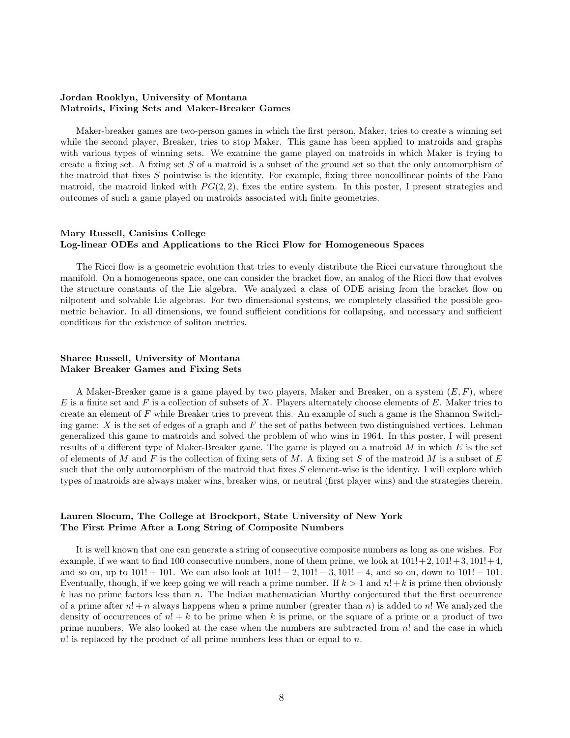**Jordan Rooklyn, University of Montana**
**Matroids, Fixing Sets and Maker-Breaker Games**

Maker-breaker games are two-person games in which the first person, Maker, tries to create a winning set while the second player, Breaker, tries to stop Maker. This game has been applied to matroids and graphs with various types of winning sets. We examine the game played on matroids in which Maker is trying to create a fixing set. A fixing set $S$ of a matroid is a subset of the ground set so that the only automorphism of the matroid that fixes $S$ pointwise is the identity. For example, fixing three noncollinear points of the Fano matroid, the matroid linked with $PG(2, 2)$, fixes the entire system. In this poster, I present strategies and outcomes of such a game played on matroids associated with finite geometries.

**Mary Russell, Canisius College**
**Log-linear ODEs and Applications to the Ricci Flow for Homogeneous Spaces**

The Ricci flow is a geometric evolution that tries to evenly distribute the Ricci curvature throughout the manifold. On a homogeneous space, one can consider the bracket flow, an analog of the Ricci flow that evolves the structure constants of the Lie algebra. We analyzed a class of ODE arising from the bracket flow on nilpotent and solvable Lie algebras. For two dimensional systems, we completely classified the possible geometric behavior. In all dimensions, we found sufficient conditions for collapsing, and necessary and sufficient conditions for the existence of soliton metrics.

**Sharee Russell, University of Montana**
**Maker Breaker Games and Fixing Sets**

A Maker-Breaker game is a game played by two players, Maker and Breaker, on a system $(E, F)$, where $E$ is a finite set and $F$ is a collection of subsets of $X$. Players alternately choose elements of $E$. Maker tries to create an element of $F$ while Breaker tries to prevent this. An example of such a game is the Shannon Switching game: $X$ is the set of edges of a graph and $F$ the set of paths between two distinguished vertices. Lehman generalized this game to matroids and solved the problem of who wins in 1964. In this poster, I will present results of a different type of Maker-Breaker game. The game is played on a matroid $M$ in which $E$ is the set of elements of $M$ and $F$ is the collection of fixing sets of $M$. A fixing set $S$ of the matroid $M$ is a subset of $E$ such that the only automorphism of the matroid that fixes $S$ element-wise is the identity. I will explore which types of matroids are always maker wins, breaker wins, or neutral (first player wins) and the strategies therein.

**Lauren Slocum, The College at Brockport, State University of New York**
**The First Prime After a Long String of Composite Numbers**

It is well known that one can generate a string of consecutive composite numbers as long as one wishes. For example, if we want to find 100 consecutive numbers, none of them prime, we look at $101!+2, 101!+3, 101!+4$, and so on, up to $101! + 101$. We can also look at $101! - 2, 101! - 3, 101! - 4$, and so on, down to $101! - 101$. Eventually, though, if we keep going we will reach a prime number. If $k > 1$ and $n! + k$ is prime then obviously $k$ has no prime factors less than $n$. The Indian mathematician Murthy conjectured that the first occurrence of a prime after $n! + n$ always happens when a prime number (greater than $n$) is added to $n!$ We analyzed the density of occurrences of $n! + k$ to be prime when $k$ is prime, or the square of a prime or a product of two prime numbers. We also looked at the case when the numbers are subtracted from $n!$ and the case in which $n!$ is replaced by the product of all prime numbers less than or equal to $n$.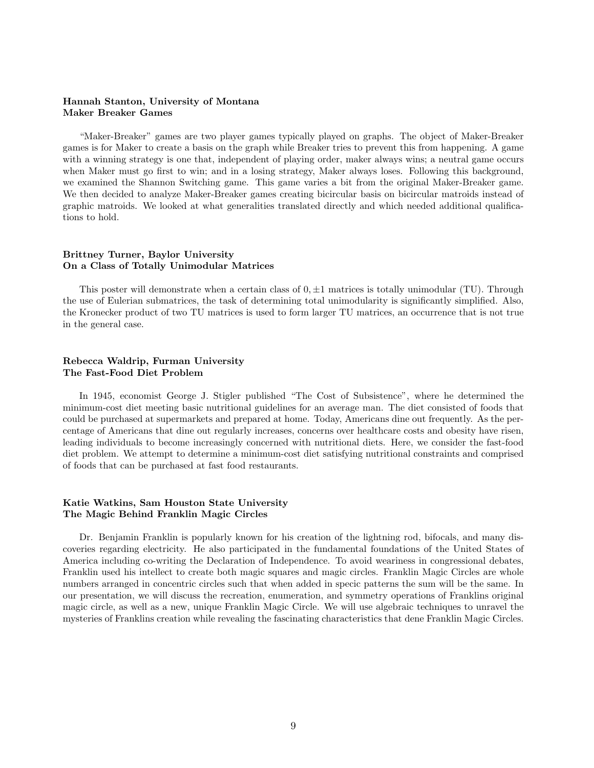**Hannah Stanton, University of Montana**
**Maker Breaker Games**

"Maker-Breaker" games are two player games typically played on graphs. The object of Maker-Breaker games is for Maker to create a basis on the graph while Breaker tries to prevent this from happening. A game with a winning strategy is one that, independent of playing order, maker always wins; a neutral game occurs when Maker must go first to win; and in a losing strategy, Maker always loses. Following this background, we examined the Shannon Switching game. This game varies a bit from the original Maker-Breaker game. We then decided to analyze Maker-Breaker games creating bicircular basis on bicircular matroids instead of graphic matroids. We looked at what generalities translated directly and which needed additional qualifications to hold.

**Brittney Turner, Baylor University**
**On a Class of Totally Unimodular Matrices**

This poster will demonstrate when a certain class of $0, \pm 1$ matrices is totally unimodular (TU). Through the use of Eulerian submatrices, the task of determining total unimodularity is significantly simplified. Also, the Kronecker product of two TU matrices is used to form larger TU matrices, an occurrence that is not true in the general case.

**Rebecca Waldrip, Furman University**
**The Fast-Food Diet Problem**

In 1945, economist George J. Stigler published "The Cost of Subsistence", where he determined the minimum-cost diet meeting basic nutritional guidelines for an average man. The diet consisted of foods that could be purchased at supermarkets and prepared at home. Today, Americans dine out frequently. As the percentage of Americans that dine out regularly increases, concerns over healthcare costs and obesity have risen, leading individuals to become increasingly concerned with nutritional diets. Here, we consider the fast-food diet problem. We attempt to determine a minimum-cost diet satisfying nutritional constraints and comprised of foods that can be purchased at fast food restaurants.

**Katie Watkins, Sam Houston State University**
**The Magic Behind Franklin Magic Circles**

Dr. Benjamin Franklin is popularly known for his creation of the lightning rod, bifocals, and many discoveries regarding electricity. He also participated in the fundamental foundations of the United States of America including co-writing the Declaration of Independence. To avoid weariness in congressional debates, Franklin used his intellect to create both magic squares and magic circles. Franklin Magic Circles are whole numbers arranged in concentric circles such that when added in specic patterns the sum will be the same. In our presentation, we will discuss the recreation, enumeration, and symmetry operations of Franklins original magic circle, as well as a new, unique Franklin Magic Circle. We will use algebraic techniques to unravel the mysteries of Franklins creation while revealing the fascinating characteristics that dene Franklin Magic Circles.